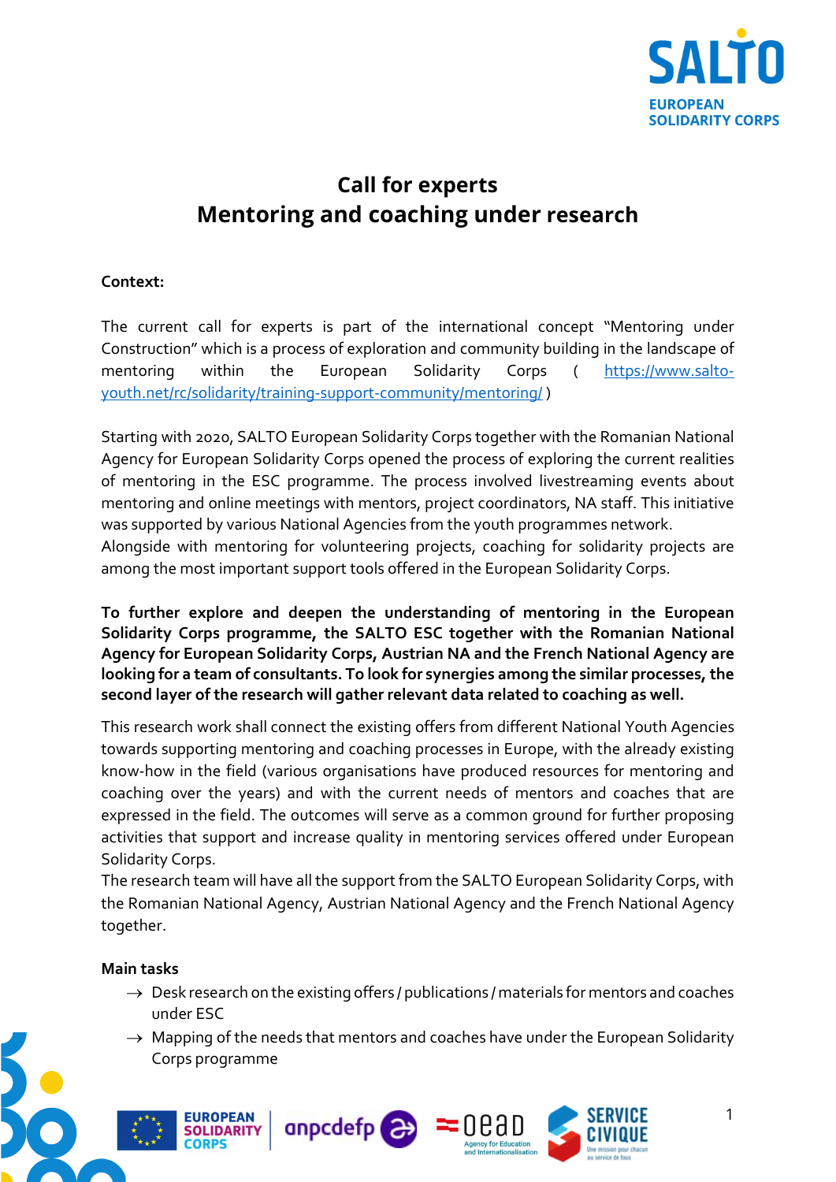# Call for experts
# Mentoring and coaching under research

**Context:**

The current call for experts is part of the international concept "Mentoring under Construction" which is a process of exploration and community building in the landscape of mentoring within the European Solidarity Corps ( https://www.salto-youth.net/rc/solidarity/training-support-community/mentoring/ )

Starting with 2020, SALTO European Solidarity Corps together with the Romanian National Agency for European Solidarity Corps opened the process of exploring the current realities of mentoring in the ESC programme. The process involved livestreaming events about mentoring and online meetings with mentors, project coordinators, NA staff. This initiative was supported by various National Agencies from the youth programmes network.
Alongside with mentoring for volunteering projects, coaching for solidarity projects are among the most important support tools offered in the European Solidarity Corps.

**To further explore and deepen the understanding of mentoring in the European Solidarity Corps programme, the SALTO ESC together with the Romanian National Agency for European Solidarity Corps, Austrian NA and the French National Agency are looking for a team of consultants. To look for synergies among the similar processes, the second layer of the research will gather relevant data related to coaching as well.**

This research work shall connect the existing offers from different National Youth Agencies towards supporting mentoring and coaching processes in Europe, with the already existing know-how in the field (various organisations have produced resources for mentoring and coaching over the years) and with the current needs of mentors and coaches that are expressed in the field. The outcomes will serve as a common ground for further proposing activities that support and increase quality in mentoring services offered under European Solidarity Corps.
The research team will have all the support from the SALTO European Solidarity Corps, with the Romanian National Agency, Austrian National Agency and the French National Agency together.

**Main tasks**

→ Desk research on the existing offers / publications / materials for mentors and coaches under ESC

→ Mapping of the needs that mentors and coaches have under the European Solidarity Corps programme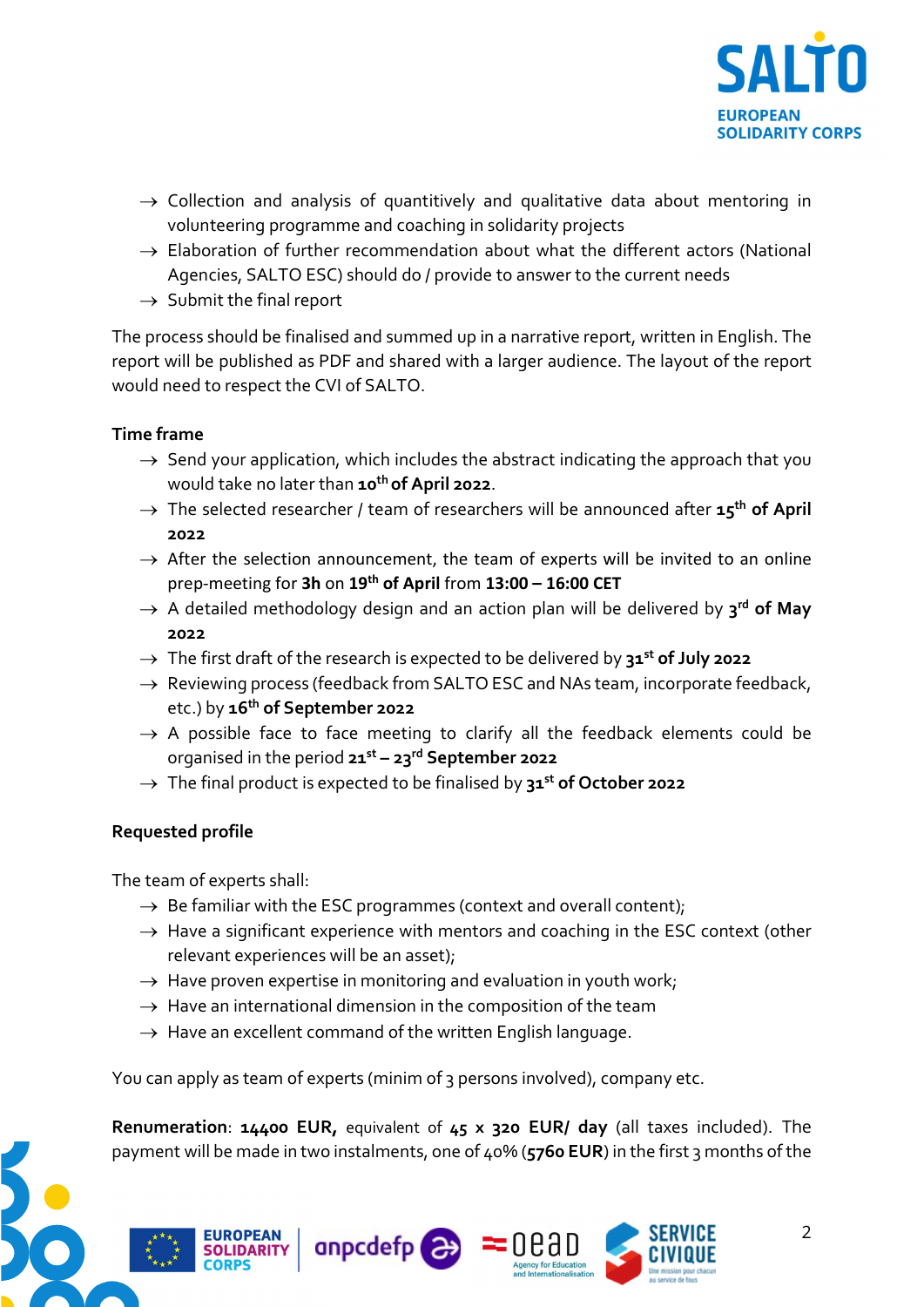- → Collection and analysis of quantitively and qualitative data about mentoring in volunteering programme and coaching in solidarity projects
- → Elaboration of further recommendation about what the different actors (National Agencies, SALTO ESC) should do / provide to answer to the current needs
- → Submit the final report

The process should be finalised and summed up in a narrative report, written in English. The report will be published as PDF and shared with a larger audience. The layout of the report would need to respect the CVI of SALTO.

**Time frame**

- → Send your application, which includes the abstract indicating the approach that you would take no later than **10th of April 2022**.
- → The selected researcher / team of researchers will be announced after **15th of April 2022**
- → After the selection announcement, the team of experts will be invited to an online prep-meeting for **3h** on **19th of April** from **13:00 – 16:00 CET**
- → A detailed methodology design and an action plan will be delivered by **3rd of May 2022**
- → The first draft of the research is expected to be delivered by **31st of July 2022**
- → Reviewing process (feedback from SALTO ESC and NAs team, incorporate feedback, etc.) by **16th of September 2022**
- → A possible face to face meeting to clarify all the feedback elements could be organised in the period **21st – 23rd September 2022**
- → The final product is expected to be finalised by **31st of October 2022**

**Requested profile**

The team of experts shall:

- → Be familiar with the ESC programmes (context and overall content);
- → Have a significant experience with mentors and coaching in the ESC context (other relevant experiences will be an asset);
- → Have proven expertise in monitoring and evaluation in youth work;
- → Have an international dimension in the composition of the team
- → Have an excellent command of the written English language.

You can apply as team of experts (minim of 3 persons involved), company etc.

**Renumeration**: **14400 EUR,** equivalent of **45 x 320 EUR/ day** (all taxes included). The payment will be made in two instalments, one of 40% (**5760 EUR**) in the first 3 months of the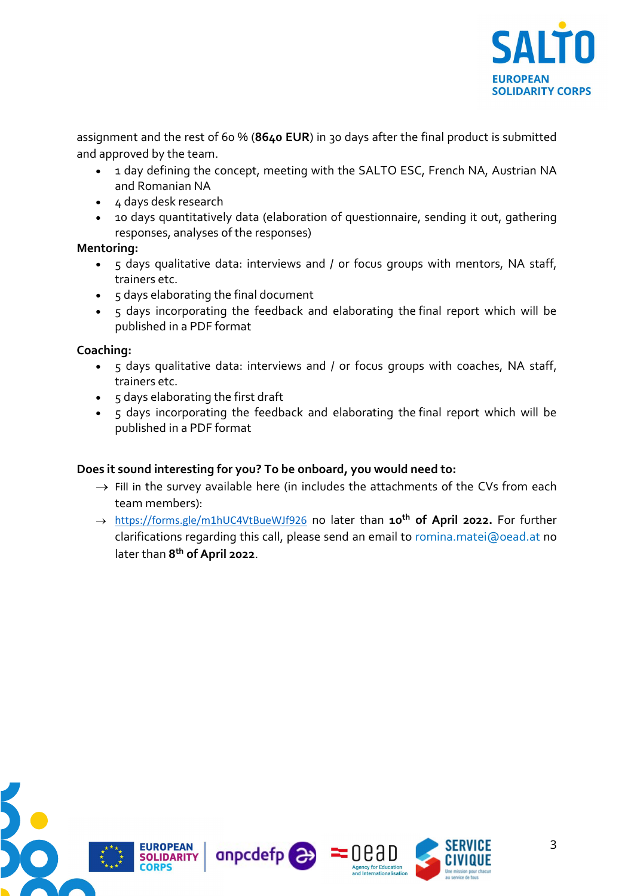assignment and the rest of 60 % (**8640 EUR**) in 30 days after the final product is submitted and approved by the team.

- 1 day defining the concept, meeting with the SALTO ESC, French NA, Austrian NA and Romanian NA
- 4 days desk research
- 10 days quantitatively data (elaboration of questionnaire, sending it out, gathering responses, analyses of the responses)

**Mentoring:**

- 5 days qualitative data: interviews and / or focus groups with mentors, NA staff, trainers etc.
- 5 days elaborating the final document
- 5 days incorporating the feedback and elaborating the final report which will be published in a PDF format

**Coaching:**

- 5 days qualitative data: interviews and / or focus groups with coaches, NA staff, trainers etc.
- 5 days elaborating the first draft
- 5 days incorporating the feedback and elaborating the final report which will be published in a PDF format

**Does it sound interesting for you? To be onboard, you would need to:**

→ Fill in the survey available here (in includes the attachments of the CVs from each team members):

→ https://forms.gle/m1hUC4VtBueWJf926 no later than **10th of April 2022.** For further clarifications regarding this call, please send an email to romina.matei@oead.at no later than **8th of April 2022**.